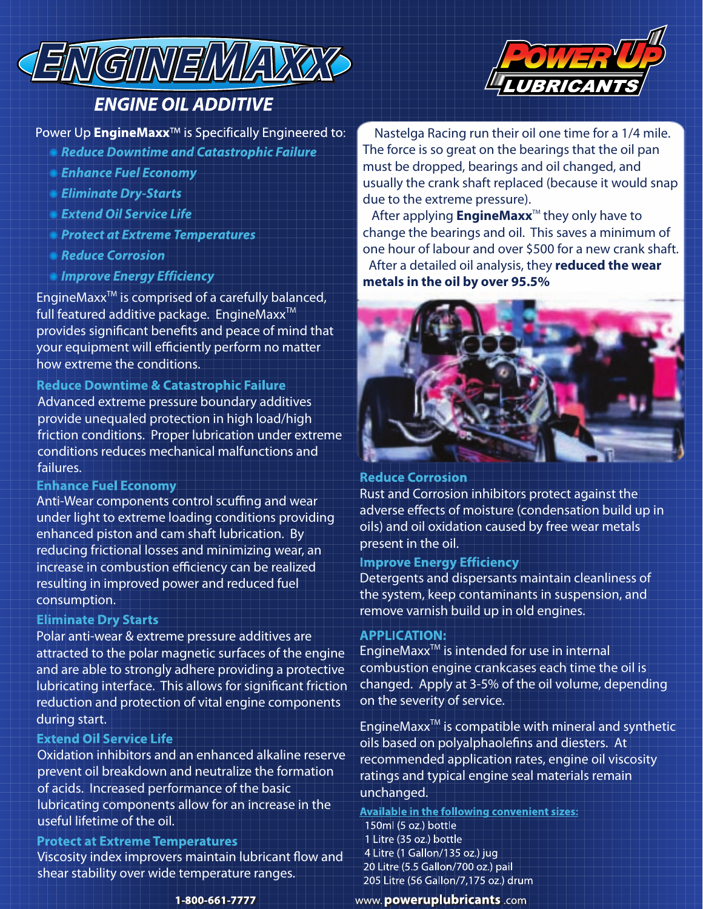# ENGINEMAXX

## ENGINE OIL ADDITIVE

POWER UP LUBRICANTS

Power Up **EngineMaxx**™ is Specifically Engineered to:

- *Reduce Downtime and Catastrophic Failure*
- *Enhance Fuel Economy*
- *Eliminate Dry-Starts*
- *Extend Oil Service Life*
- *Protect at Extreme Temperatures*
- *Reduce Corrosion*
- *Improve Energy Efficiency*

EngineMaxx™ is comprised of a carefully balanced, full featured additive package. EngineMaxx™ provides significant benefits and peace of mind that your equipment will efficiently perform no matter how extreme the conditions.

### Reduce Downtime & Catastrophic Failure

Advanced extreme pressure boundary additives provide unequaled protection in high load/high friction conditions. Proper lubrication under extreme conditions reduces mechanical malfunctions and failures.

### Enhance Fuel Economy

Anti-Wear components control scuffing and wear under light to extreme loading conditions providing enhanced piston and cam shaft lubrication. By reducing frictional losses and minimizing wear, an increase in combustion efficiency can be realized resulting in improved power and reduced fuel consumption.

### Eliminate Dry Starts

Polar anti-wear & extreme pressure additives are attracted to the polar magnetic surfaces of the engine and are able to strongly adhere providing a protective lubricating interface. This allows for significant friction reduction and protection of vital engine components during start.

### Extend Oil Service Life

Oxidation inhibitors and an enhanced alkaline reserve prevent oil breakdown and neutralize the formation of acids. Increased performance of the basic lubricating components allow for an increase in the useful lifetime of the oil.

### Protect at Extreme Temperatures

Viscosity index improvers maintain lubricant flow and shear stability over wide temperature ranges.

Nastelga Racing run their oil one time for a 1/4 mile. The force is so great on the bearings that the oil pan must be dropped, bearings and oil changed, and usually the crank shaft replaced (because it would snap due to the extreme pressure).

After applying **EngineMaxx**™ they only have to change the bearings and oil. This saves a minimum of one hour of labour and over $500 for a new crank shaft.

After a detailed oil analysis, they **reduced the wear metals in the oil by over 95.5%**

### Reduce Corrosion

Rust and Corrosion inhibitors protect against the adverse effects of moisture (condensation build up in oils) and oil oxidation caused by free wear metals present in the oil.

### Improve Energy Efficiency

Detergents and dispersants maintain cleanliness of the system, keep contaminants in suspension, and remove varnish build up in old engines.

### APPLICATION:

EngineMaxx™ is intended for use in internal combustion engine crankcases each time the oil is changed. Apply at 3-5% of the oil volume, depending on the severity of service.

EngineMaxx™ is compatible with mineral and synthetic oils based on polyalphaolefins and diesters. At recommended application rates, engine oil viscosity ratings and typical engine seal materials remain unchanged.

**Available in the following convenient sizes:**

- 150ml (5 oz.) bottle
- 1 Litre (35 oz.) bottle
- 4 Litre (1 Gallon/135 oz.) jug
- 20 Litre (5.5 Gallon/700 oz.) pail
- 205 Litre (56 Gallon/7,175 oz.) drum

1-800-661-7777 www.**poweruplubricants**.com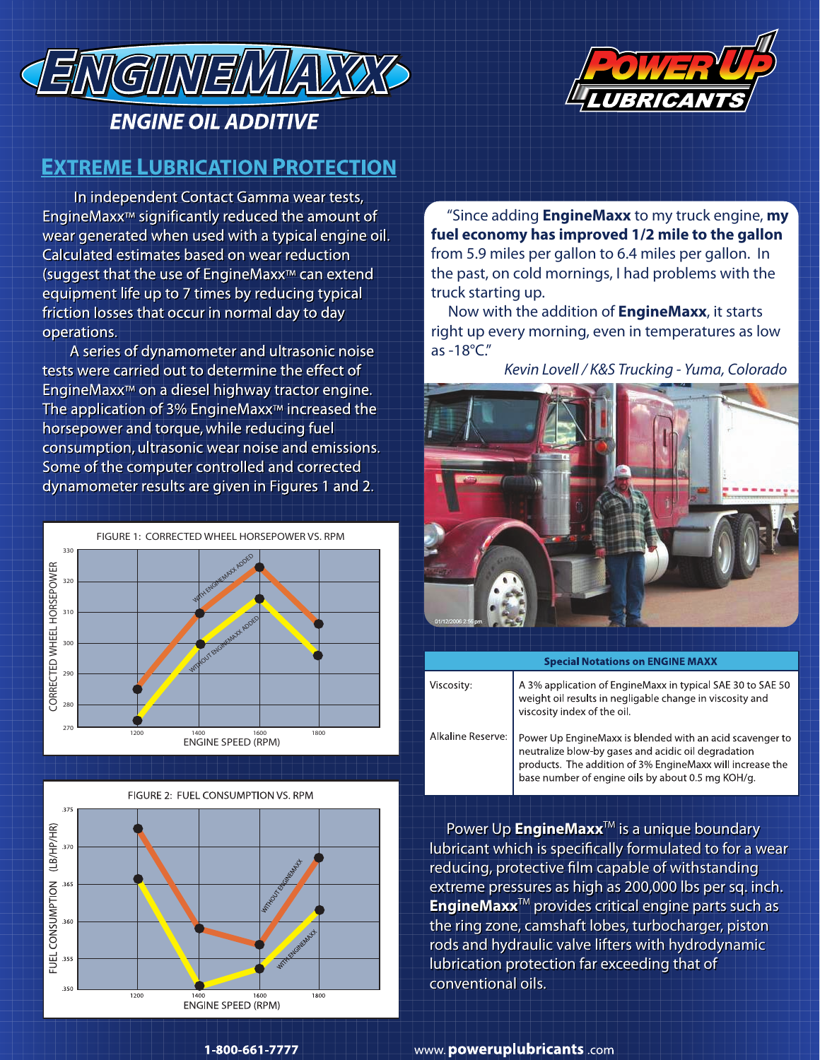# ENGINEMAXX

## ENGINE OIL ADDITIVE

POWER UP LUBRICANTS

## EXTREME LUBRICATION PROTECTION

In independent Contact Gamma wear tests, EngineMaxx™ significantly reduced the amount of wear generated when used with a typical engine oil. Calculated estimates based on wear reduction (suggest that the use of EngineMaxx™ can extend equipment life up to 7 times by reducing typical friction losses that occur in normal day to day operations.

A series of dynamometer and ultrasonic noise tests were carried out to determine the effect of EngineMaxx™ on a diesel highway tractor engine. The application of 3% EngineMaxx™ increased the horsepower and torque, while reducing fuel consumption, ultrasonic wear noise and emissions. Some of the computer controlled and corrected dynamometer results are given in Figures 1 and 2.

FIGURE 1: CORRECTED WHEEL HORSEPOWER VS. RPM

CORRECTED WHEEL HORSEPOWER

330
320
310
300
290
280
270

1200
1400
1600
1800

ENGINE SPEED (RPM)

WITH ENGINEMAXX ADDED

WITHOUT ENGINEMAXX ADDED

FIGURE 2: FUEL CONSUMPTION VS. RPM

FUEL CONSUMPTION (LB/HP/HR)

.375
.370
.365
.360
.355
.350

1200
1400
1600
1800

ENGINE SPEED (RPM)

WITHOUT ENGINEMAXX

WITH ENGINEMAXX

"Since adding **EngineMaxx** to my truck engine, **my fuel economy has improved 1/2 mile to the gallon** from 5.9 miles per gallon to 6.4 miles per gallon. In the past, on cold mornings, I had problems with the truck starting up.

Now with the addition of **EngineMaxx**, it starts right up every morning, even in temperatures as low as -18°C."

*Kevin Lovell / K&S Trucking - Yuma, Colorado*

01/12/2006 2:56 pm

| Special Notations on ENGINE MAXX | |
|---|---|
| Viscosity: | A 3% application of EngineMaxx in typical SAE 30 to SAE 50 weight oil results in negligable change in viscosity and viscosity index of the oil. |
| Alkaline Reserve: | Power Up EngineMaxx is blended with an acid scavenger to neutralize blow-by gases and acidic oil degradation products. The addition of 3% EngineMaxx will increase the base number of engine oils by about 0.5 mg KOH/g. |

Power Up **EngineMaxx**™ is a unique boundary lubricant which is specifically formulated to for a wear reducing, protective film capable of withstanding extreme pressures as high as 200,000 lbs per sq. inch. **EngineMaxx**™ provides critical engine parts such as the ring zone, camshaft lobes, turbocharger, piston rods and hydraulic valve lifters with hydrodynamic lubrication protection far exceeding that of conventional oils.

1-800-661-7777

www.**poweruplubricants**.com